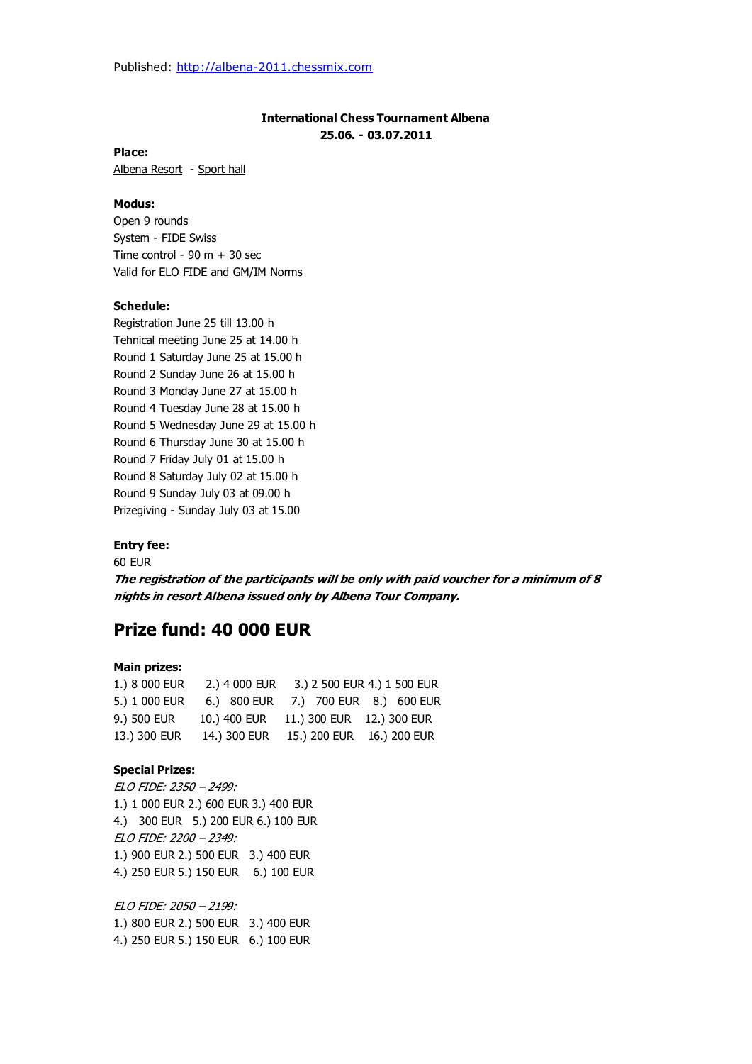Published: http://albena-2011.chessmix.com

**International Chess Tournament Albena**
**25.06. - 03.07.2011**

**Place:**
Albena Resort - Sport hall

**Modus:**
Open 9 rounds
System - FIDE Swiss
Time control - 90 m + 30 sec
Valid for ELO FIDE and GM/IM Norms

**Schedule:**
Registration June 25 till 13.00 h
Tehnical meeting June 25 at 14.00 h
Round 1 Saturday June 25 at 15.00 h
Round 2 Sunday June 26 at 15.00 h
Round 3 Monday June 27 at 15.00 h
Round 4 Tuesday June 28 at 15.00 h
Round 5 Wednesday June 29 at 15.00 h
Round 6 Thursday June 30 at 15.00 h
Round 7 Friday July 01 at 15.00 h
Round 8 Saturday July 02 at 15.00 h
Round 9 Sunday July 03 at 09.00 h
Prizegiving - Sunday July 03 at 15.00

**Entry fee:**
60 EUR
***The registration of the participants will be only with paid voucher for a minimum of 8 nights in resort Albena issued only by Albena Tour Company.***

## Prize fund: 40 000 EUR

**Main prizes:**
1.) 8 000 EUR 2.) 4 000 EUR 3.) 2 500 EUR 4.) 1 500 EUR
5.) 1 000 EUR 6.) 800 EUR 7.) 700 EUR 8.) 600 EUR
9.) 500 EUR 10.) 400 EUR 11.) 300 EUR 12.) 300 EUR
13.) 300 EUR 14.) 300 EUR 15.) 200 EUR 16.) 200 EUR

**Special Prizes:**
*ELO FIDE: 2350 – 2499:*
1.) 1 000 EUR 2.) 600 EUR 3.) 400 EUR
4.) 300 EUR 5.) 200 EUR 6.) 100 EUR
*ELO FIDE: 2200 – 2349:*
1.) 900 EUR 2.) 500 EUR 3.) 400 EUR
4.) 250 EUR 5.) 150 EUR 6.) 100 EUR

*ELO FIDE: 2050 – 2199:*
1.) 800 EUR 2.) 500 EUR 3.) 400 EUR
4.) 250 EUR 5.) 150 EUR 6.) 100 EUR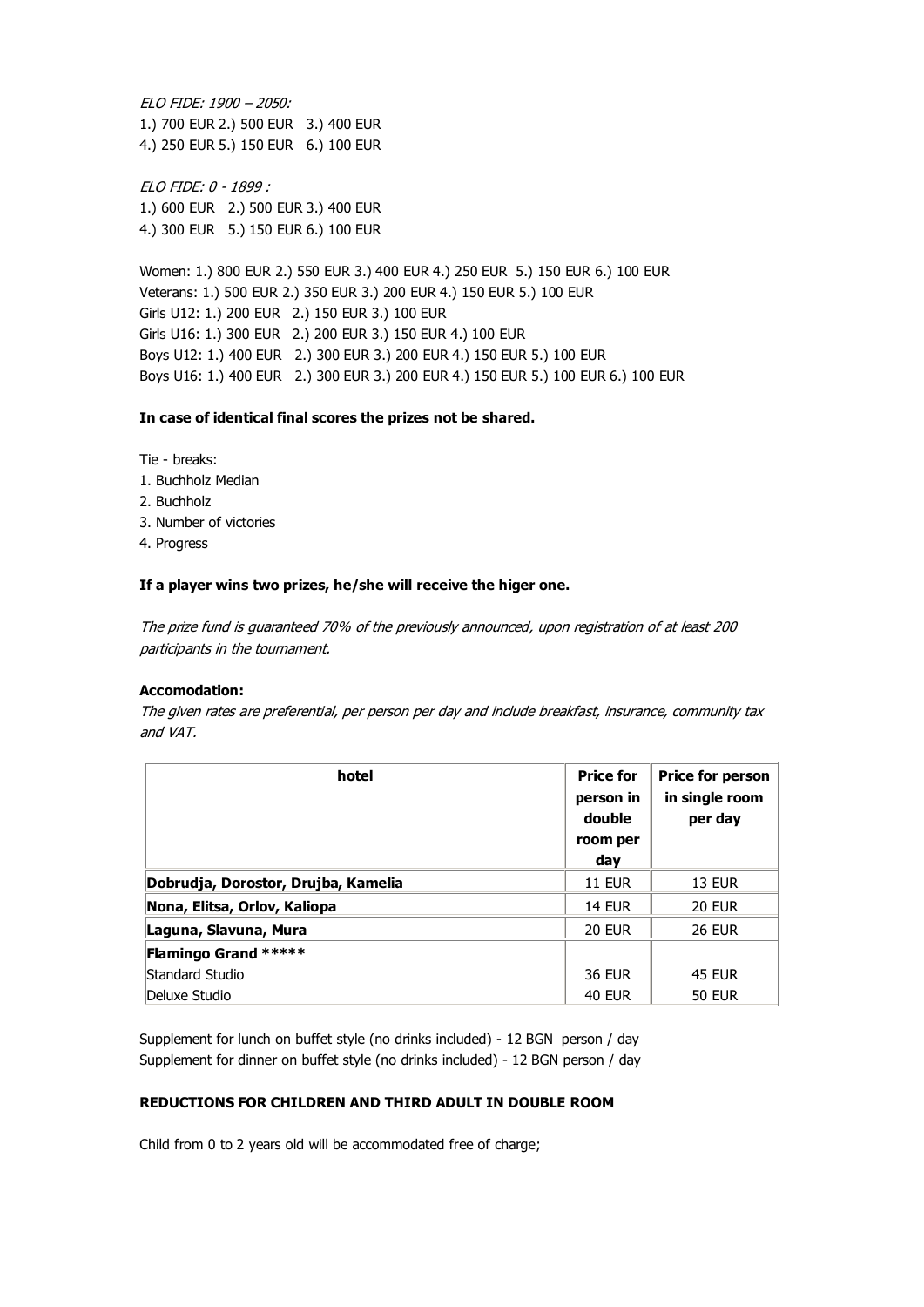*ELO FIDE: 1900 – 2050:*
1.) 700 EUR 2.) 500 EUR 3.) 400 EUR
4.) 250 EUR 5.) 150 EUR 6.) 100 EUR

*ELO FIDE: 0 - 1899 :*
1.) 600 EUR 2.) 500 EUR 3.) 400 EUR
4.) 300 EUR 5.) 150 EUR 6.) 100 EUR

Women: 1.) 800 EUR 2.) 550 EUR 3.) 400 EUR 4.) 250 EUR 5.) 150 EUR 6.) 100 EUR
Veterans: 1.) 500 EUR 2.) 350 EUR 3.) 200 EUR 4.) 150 EUR 5.) 100 EUR
Girls U12: 1.) 200 EUR 2.) 150 EUR 3.) 100 EUR
Girls U16: 1.) 300 EUR 2.) 200 EUR 3.) 150 EUR 4.) 100 EUR
Boys U12: 1.) 400 EUR 2.) 300 EUR 3.) 200 EUR 4.) 150 EUR 5.) 100 EUR
Boys U16: 1.) 400 EUR 2.) 300 EUR 3.) 200 EUR 4.) 150 EUR 5.) 100 EUR 6.) 100 EUR

**In case of identical final scores the prizes not be shared.**

Tie - breaks:
1. Buchholz Median
2. Buchholz
3. Number of victories
4. Progress

**If a player wins two prizes, he/she will receive the higer one.**

*The prize fund is guaranteed 70% of the previously announced, upon registration of at least 200 participants in the tournament.*

**Accomodation:**
*The given rates are preferential, per person per day and include breakfast, insurance, community tax and VAT.*

| hotel | Price for person in double room per day | Price for person in single room per day |
|---|---|---|
| **Dobrudja, Dorostor, Drujba, Kamelia** | 11 EUR | 13 EUR |
| **Nona, Elitsa, Orlov, Kaliopa** | 14 EUR | 20 EUR |
| **Laguna, Slavuna, Mura** | 20 EUR | 26 EUR |
| **Flamingo Grand \*\*\*\*\*** | | |
| Standard Studio | 36 EUR | 45 EUR |
| Deluxe Studio | 40 EUR | 50 EUR |

Supplement for lunch on buffet style (no drinks included) - 12 BGN person / day
Supplement for dinner on buffet style (no drinks included) - 12 BGN person / day

**REDUCTIONS FOR CHILDREN AND THIRD ADULT IN DOUBLE ROOM**

Child from 0 to 2 years old will be accommodated free of charge;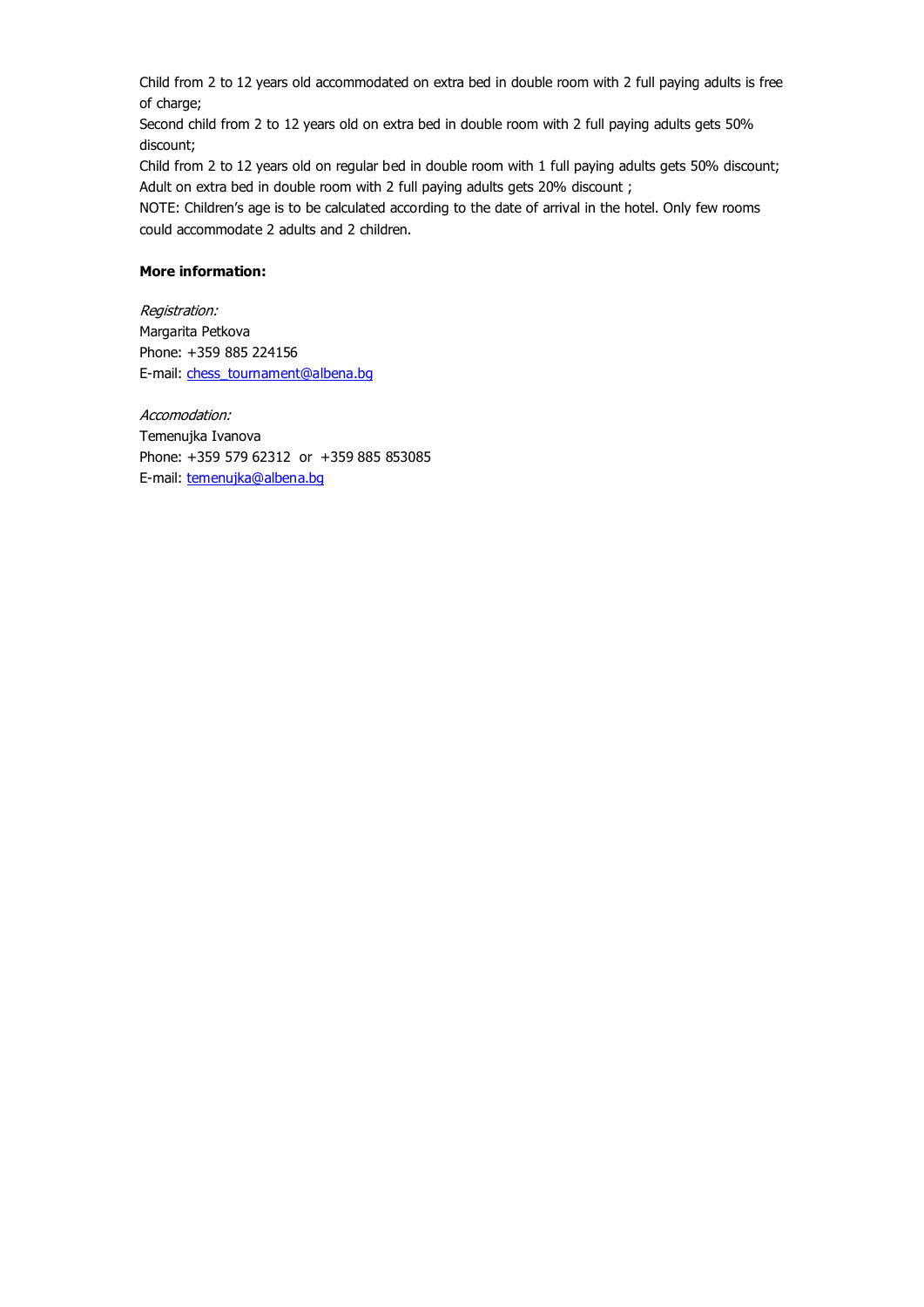Child from 2 to 12 years old accommodated on extra bed in double room with 2 full paying adults is free of charge;
Second child from 2 to 12 years old on extra bed in double room with 2 full paying adults gets 50% discount;
Child from 2 to 12 years old on regular bed in double room with 1 full paying adults gets 50% discount;
Adult on extra bed in double room with 2 full paying adults gets 20% discount ;
NOTE: Children's age is to be calculated according to the date of arrival in the hotel. Only few rooms could accommodate 2 adults and 2 children.

**More information:**

*Registration:*
Margarita Petkova
Phone: +359 885 224156
E-mail: chess_tournament@albena.bg

*Accomodation:*
Temenujka Ivanova
Phone: +359 579 62312 or +359 885 853085
E-mail: temenujka@albena.bg